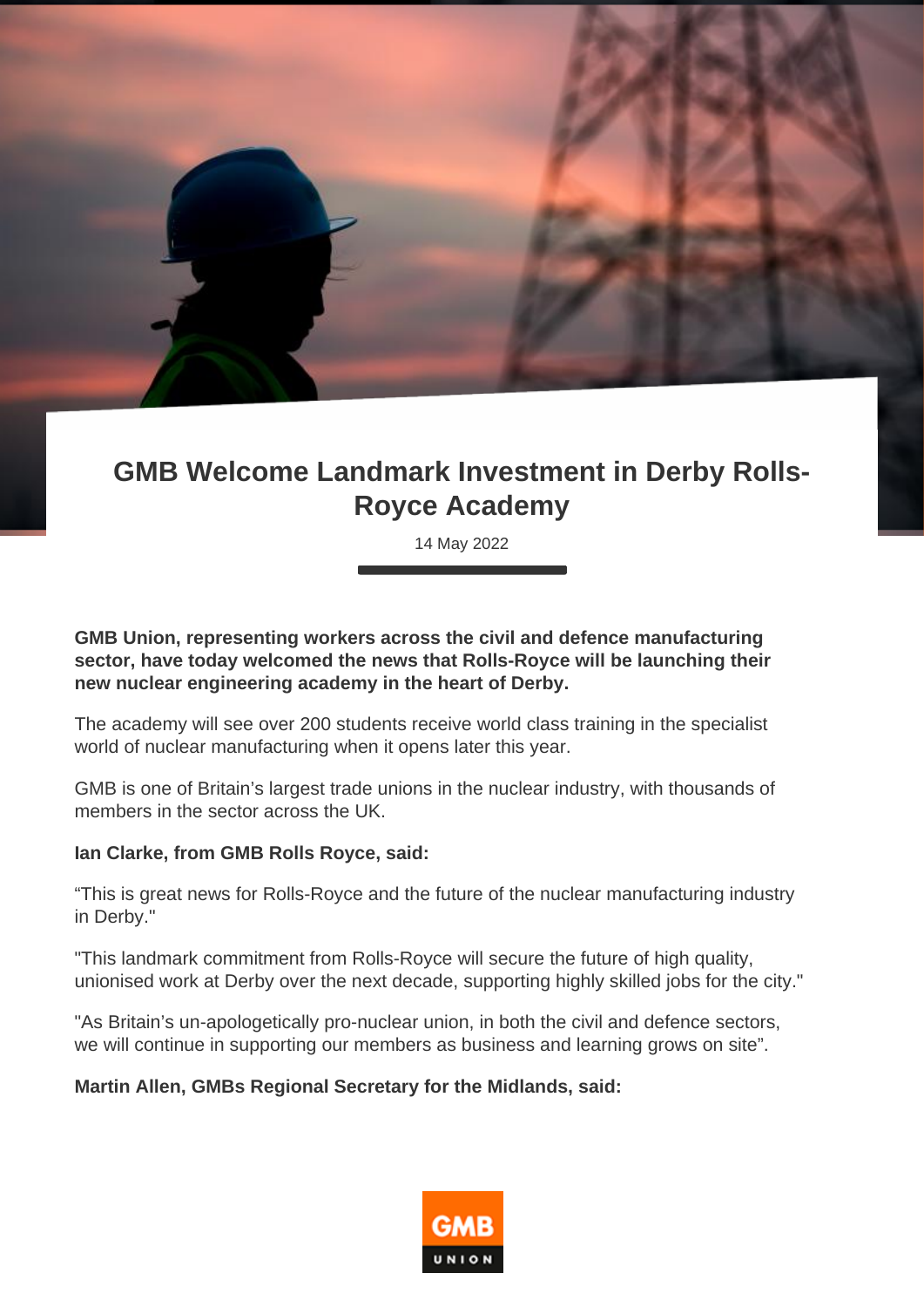# GMB Welcome Landmark Investment in Derby Rolls-Royce Academy

14 May 2022

**GMB Union, representing workers across the civil and defence manufacturing sector, have today welcomed the news that Rolls-Royce will be launching their new nuclear engineering academy in the heart of Derby.**

The academy will see over 200 students receive world class training in the specialist world of nuclear manufacturing when it opens later this year.

GMB is one of Britain's largest trade unions in the nuclear industry, with thousands of members in the sector across the UK.

**Ian Clarke, from GMB Rolls Royce, said:**

"This is great news for Rolls-Royce and the future of the nuclear manufacturing industry in Derby."

"This landmark commitment from Rolls-Royce will secure the future of high quality, unionised work at Derby over the next decade, supporting highly skilled jobs for the city."

"As Britain's un-apologetically pro-nuclear union, in both the civil and defence sectors, we will continue in supporting our members as business and learning grows on site".

**Martin Allen, GMBs Regional Secretary for the Midlands, said:**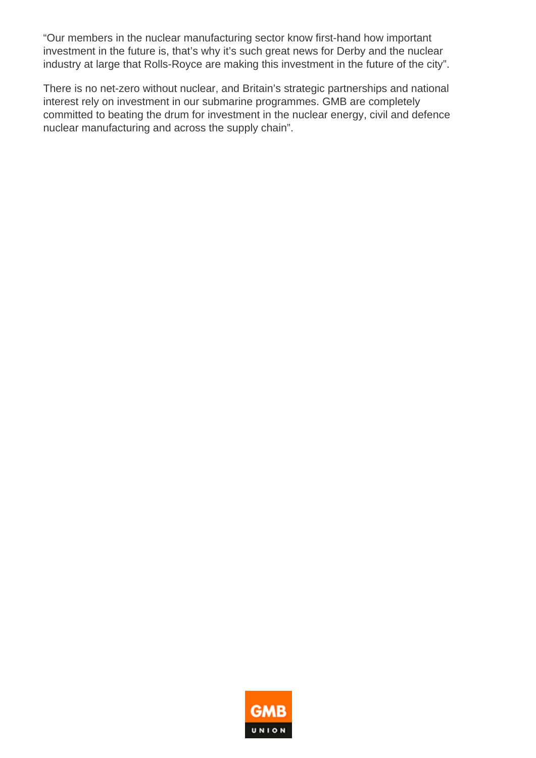"Our members in the nuclear manufacturing sector know first-hand how important investment in the future is, that's why it's such great news for Derby and the nuclear industry at large that Rolls-Royce are making this investment in the future of the city".

There is no net-zero without nuclear, and Britain's strategic partnerships and national interest rely on investment in our submarine programmes. GMB are completely committed to beating the drum for investment in the nuclear energy, civil and defence nuclear manufacturing and across the supply chain".